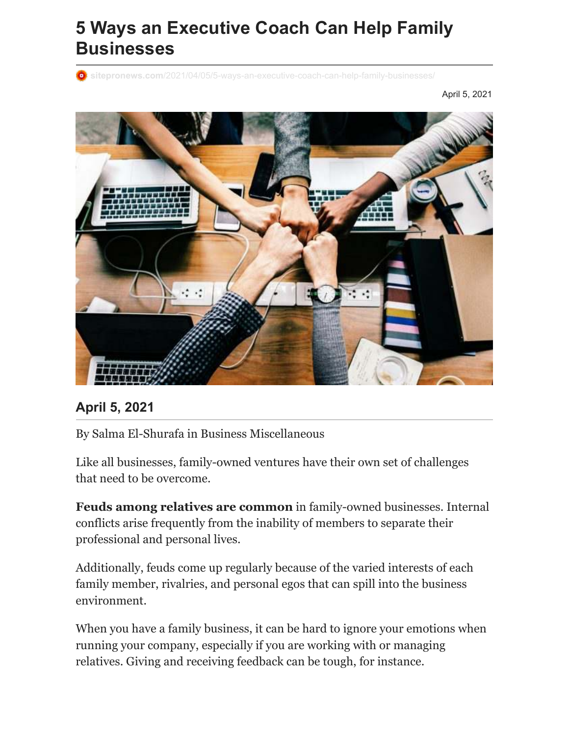# 5 Ways an Executive Coach Can Help Family Businesses

sitepronews.com/2021/04/05/5-ways-an-executive-coach-can-help-family-businesses/

April 5, 2021

## April 5, 2021

By Salma El-Shurafa in Business Miscellaneous

Like all businesses, family-owned ventures have their own set of challenges that need to be overcome.

**Feuds among relatives are common** in family-owned businesses. Internal conflicts arise frequently from the inability of members to separate their professional and personal lives.

Additionally, feuds come up regularly because of the varied interests of each family member, rivalries, and personal egos that can spill into the business environment.

When you have a family business, it can be hard to ignore your emotions when running your company, especially if you are working with or managing relatives. Giving and receiving feedback can be tough, for instance.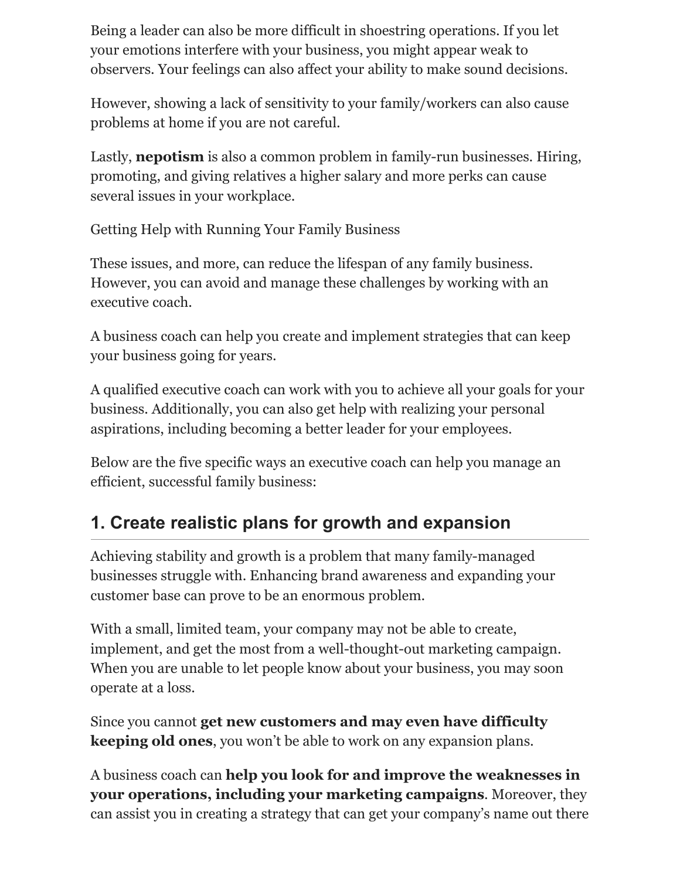Being a leader can also be more difficult in shoestring operations. If you let your emotions interfere with your business, you might appear weak to observers. Your feelings can also affect your ability to make sound decisions.

However, showing a lack of sensitivity to your family/workers can also cause problems at home if you are not careful.

Lastly, **nepotism** is also a common problem in family-run businesses. Hiring, promoting, and giving relatives a higher salary and more perks can cause several issues in your workplace.

Getting Help with Running Your Family Business

These issues, and more, can reduce the lifespan of any family business. However, you can avoid and manage these challenges by working with an executive coach.

A business coach can help you create and implement strategies that can keep your business going for years.

A qualified executive coach can work with you to achieve all your goals for your business. Additionally, you can also get help with realizing your personal aspirations, including becoming a better leader for your employees.

Below are the five specific ways an executive coach can help you manage an efficient, successful family business:

## 1. Create realistic plans for growth and expansion

Achieving stability and growth is a problem that many family-managed businesses struggle with. Enhancing brand awareness and expanding your customer base can prove to be an enormous problem.

With a small, limited team, your company may not be able to create, implement, and get the most from a well-thought-out marketing campaign. When you are unable to let people know about your business, you may soon operate at a loss.

Since you cannot **get new customers and may even have difficulty keeping old ones**, you won't be able to work on any expansion plans.

A business coach can **help you look for and improve the weaknesses in your operations, including your marketing campaigns**. Moreover, they can assist you in creating a strategy that can get your company's name out there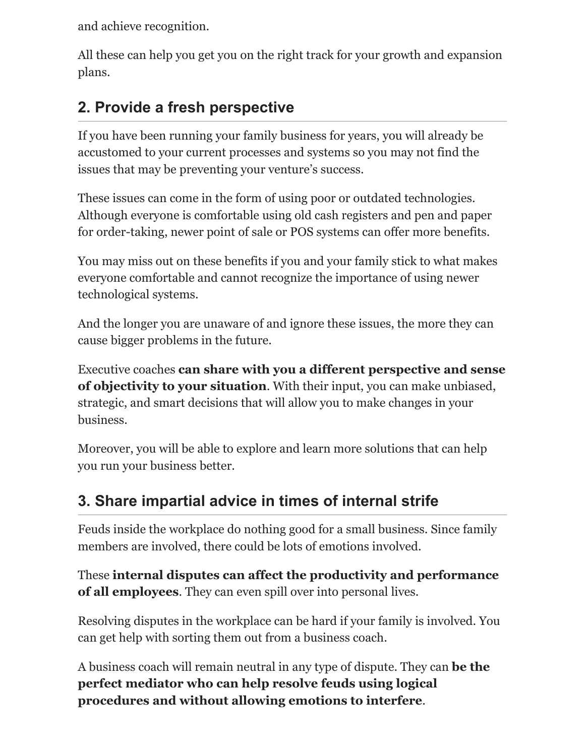and achieve recognition.

All these can help you get you on the right track for your growth and expansion plans.

## 2. Provide a fresh perspective

If you have been running your family business for years, you will already be accustomed to your current processes and systems so you may not find the issues that may be preventing your venture's success.

These issues can come in the form of using poor or outdated technologies. Although everyone is comfortable using old cash registers and pen and paper for order-taking, newer point of sale or POS systems can offer more benefits.

You may miss out on these benefits if you and your family stick to what makes everyone comfortable and cannot recognize the importance of using newer technological systems.

And the longer you are unaware of and ignore these issues, the more they can cause bigger problems in the future.

Executive coaches **can share with you a different perspective and sense of objectivity to your situation**. With their input, you can make unbiased, strategic, and smart decisions that will allow you to make changes in your business.

Moreover, you will be able to explore and learn more solutions that can help you run your business better.

## 3. Share impartial advice in times of internal strife

Feuds inside the workplace do nothing good for a small business. Since family members are involved, there could be lots of emotions involved.

These **internal disputes can affect the productivity and performance of all employees**. They can even spill over into personal lives.

Resolving disputes in the workplace can be hard if your family is involved. You can get help with sorting them out from a business coach.

A business coach will remain neutral in any type of dispute. They can **be the perfect mediator who can help resolve feuds using logical procedures and without allowing emotions to interfere**.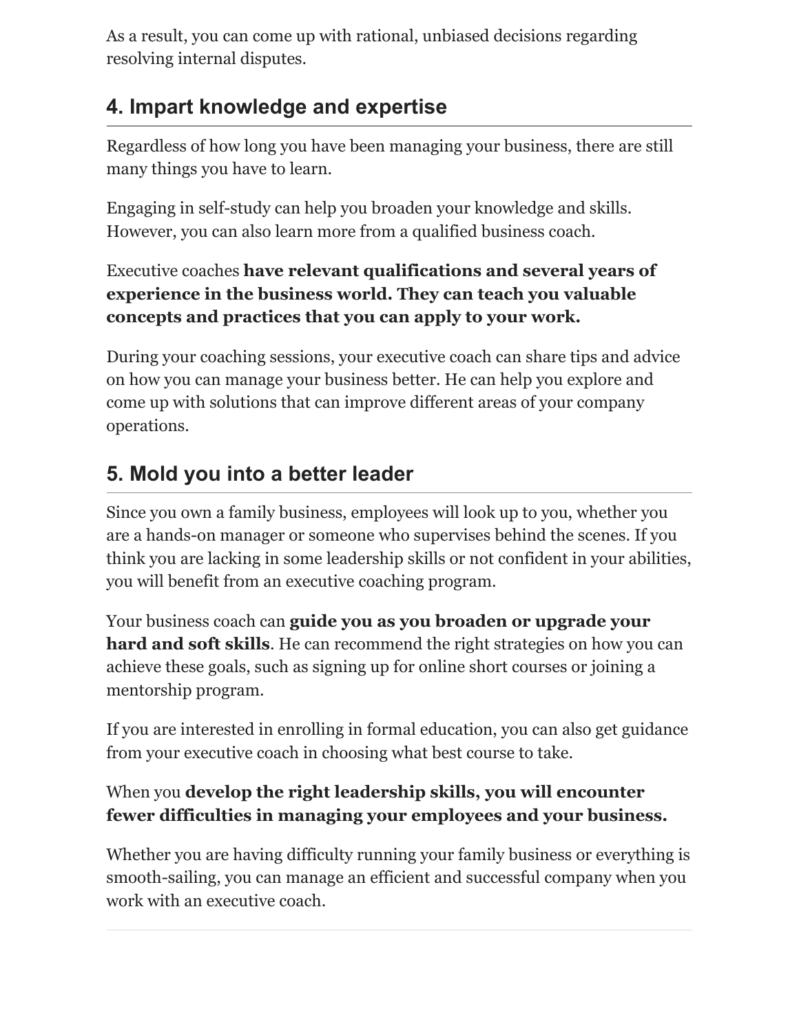As a result, you can come up with rational, unbiased decisions regarding resolving internal disputes.

## 4. Impart knowledge and expertise

Regardless of how long you have been managing your business, there are still many things you have to learn.

Engaging in self-study can help you broaden your knowledge and skills. However, you can also learn more from a qualified business coach.

Executive coaches **have relevant qualifications and several years of experience in the business world. They can teach you valuable concepts and practices that you can apply to your work.**

During your coaching sessions, your executive coach can share tips and advice on how you can manage your business better. He can help you explore and come up with solutions that can improve different areas of your company operations.

## 5. Mold you into a better leader

Since you own a family business, employees will look up to you, whether you are a hands-on manager or someone who supervises behind the scenes. If you think you are lacking in some leadership skills or not confident in your abilities, you will benefit from an executive coaching program.

Your business coach can **guide you as you broaden or upgrade your hard and soft skills**. He can recommend the right strategies on how you can achieve these goals, such as signing up for online short courses or joining a mentorship program.

If you are interested in enrolling in formal education, you can also get guidance from your executive coach in choosing what best course to take.

When you **develop the right leadership skills, you will encounter fewer difficulties in managing your employees and your business.**

Whether you are having difficulty running your family business or everything is smooth-sailing, you can manage an efficient and successful company when you work with an executive coach.

---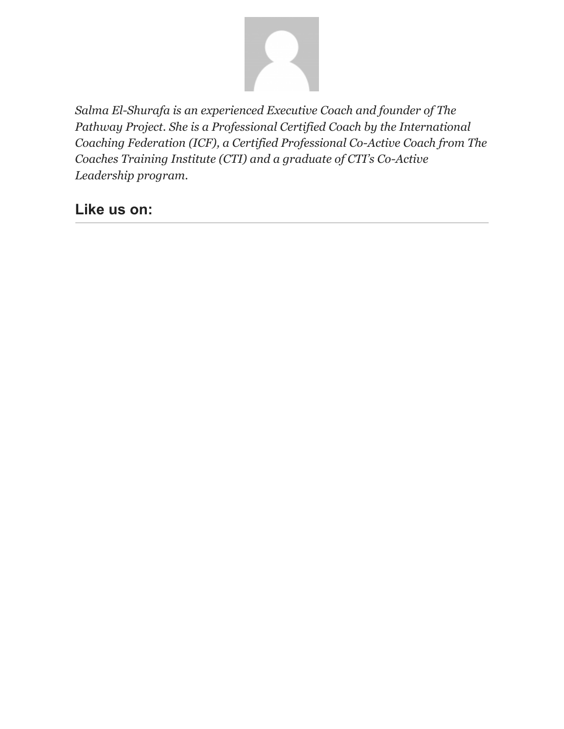*Salma El-Shurafa is an experienced Executive Coach and founder of The Pathway Project. She is a Professional Certified Coach by the International Coaching Federation (ICF), a Certified Professional Co-Active Coach from The Coaches Training Institute (CTI) and a graduate of CTI's Co-Active Leadership program.*

## Like us on: